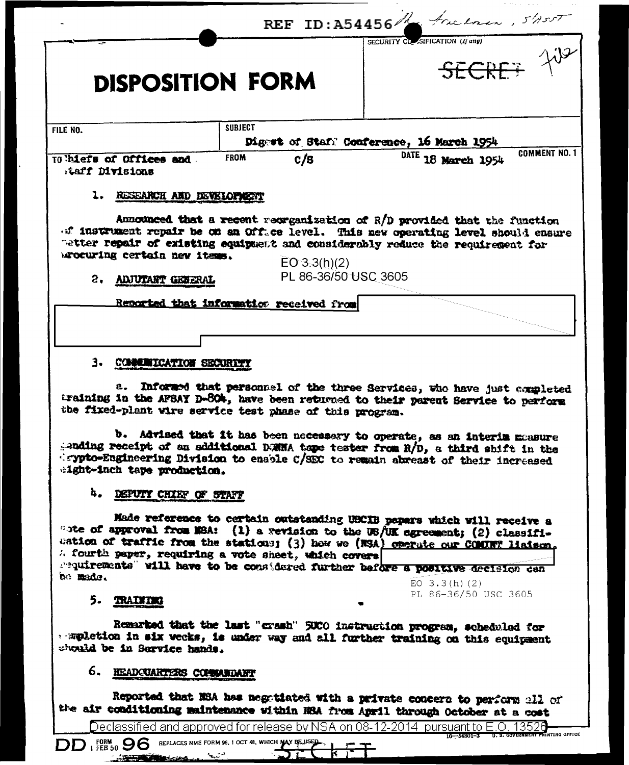REF ID:A54456 Mr. Friedman, S/ASST

# DISPOSITION FORM

SECURITY CLASSIFICATION (If any)

~~SECRET~~ File

| FILE NO. | SUBJECT | | |
|---|---|---|---|
| | Digest of Staff Conference, 16 March 1954 | | |
| TO Chiefs of Offices and Staff Divisions | FROM C/S | DATE 18 March 1954 | COMMENT NO. 1 |

1. RESEARCH AND DEVELOPMENT

Announced that a recent reorganization of R/D provided that the function of instrument repair be on an Office level. This new operating level should ensure better repair of existing equipment and considerably reduce the requirement for procuring certain new items.

EO 3.3(h)(2)
PL 86-36/50 USC 3605

2. ADJUTANT GENERAL

Reported that information received from [REDACTED]

3. COMMUNICATION SECURITY

a. Informed that personnel of the three Services, who have just completed training in the AFSAY D-804, have been returned to their parent Service to perform the fixed-plant wire service test phase of this program.

b. Advised that it has been necessary to operate, as an interim measure pending receipt of an additional DONNA tape tester from R/D, a third shift in the Crypto-Engineering Division to enable C/SEC to remain abreast of their increased eight-inch tape production.

4. DEPUTY CHIEF OF STAFF

Made reference to certain outstanding USCIB papers which will receive a vote of approval from NSA: (1) a revision to the US/UK agreement; (2) classification of traffic from the stations; (3) how we (NSA) operate our COMINT liaison. A fourth paper, requiring a vote sheet, which covers [REDACTED] requirements" will have to be considered further before a positive decision can be made.

EO 3.3(h)(2)
PL 86-36/50 USC 3605

5. TRAINING

Remarked that the last "crash" 5UCO instruction program, scheduled for completion in six weeks, is under way and all further training on this equipment should be in Service hands.

6. HEADQUARTERS COMMANDANT

Reported that NSA has negotiated with a private concern to perform all of the air conditioning maintenance within NSA from April through October at a cost

Declassified and approved for release by NSA on 08-12-2014 pursuant to E.O. 13526

DD FORM 96 1 FEB 50 REPLACES NME FORM 96, 1 OCT 48, WHICH MAY BE USED.

SECRET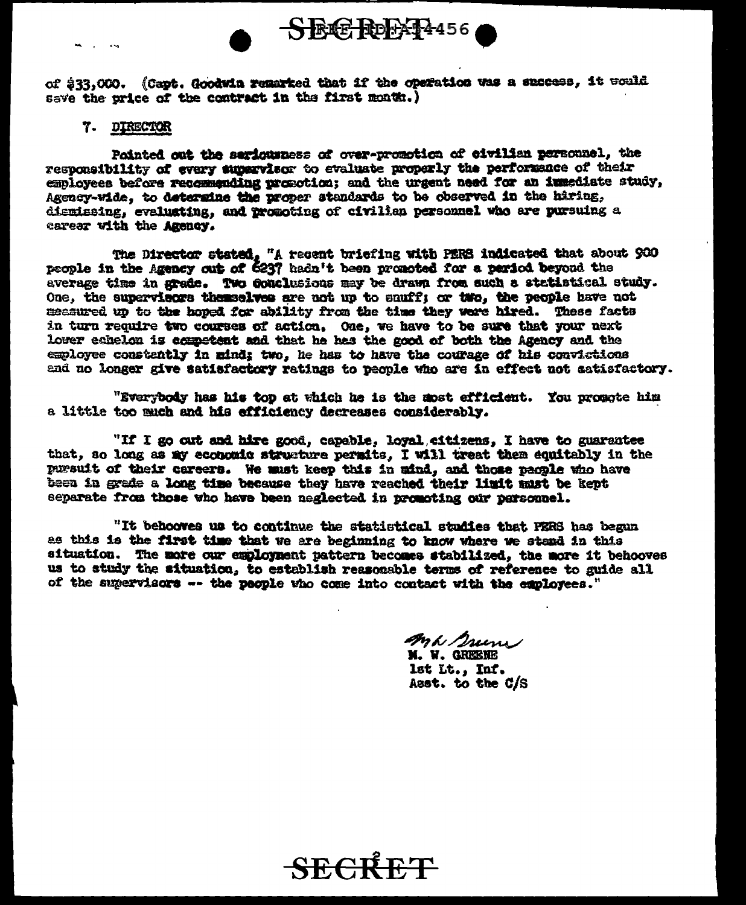of $33,000. (Capt. Goodwin remarked that if the operation was a success, it would save the price of the contract in the first month.)

7. DIRECTOR

Pointed out the seriousness of over-promotion of civilian personnel, the responsibility of every supervisor to evaluate properly the performance of their employees before recommending promotion; and the urgent need for an immediate study, Agency-wide, to determine the proper standards to be observed in the hiring, dismissing, evaluating, and promoting of civilian personnel who are pursuing a career with the Agency.

The Director stated, "A recent briefing with PERS indicated that about 900 people in the Agency out of 6237 hadn't been promoted for a period beyond the average time in grade. Two conclusions may be drawn from such a statistical study. One, the supervisors themselves are not up to snuff; or two, the people have not measured up to the hoped for ability from the time they were hired. These facts in turn require two courses of action. One, we have to be sure that your next lower echelon is competent and that he has the good of both the Agency and the employee constantly in mind; two, he has to have the courage of his convictions and no longer give satisfactory ratings to people who are in effect not satisfactory.

"Everybody has his top at which he is the most efficient. You promote him a little too much and his efficiency decreases considerably.

"If I go out and hire good, capable, loyal citizens, I have to guarantee that, so long as my economic structure permits, I will treat them equitably in the pursuit of their careers. We must keep this in mind, and those people who have been in grade a long time because they have reached their limit must be kept separate from those who have been neglected in promoting our personnel.

"It behooves us to continue the statistical studies that PERS has begun as this is the first time that we are beginning to know where we stand in this situation. The more our employment pattern becomes stabilized, the more it behooves us to study the situation, to establish reasonable terms of reference to guide all of the supervisors -- the people who come into contact with the employees."

M. W. GREENE
1st Lt., Inf.
Asst. to the C/S